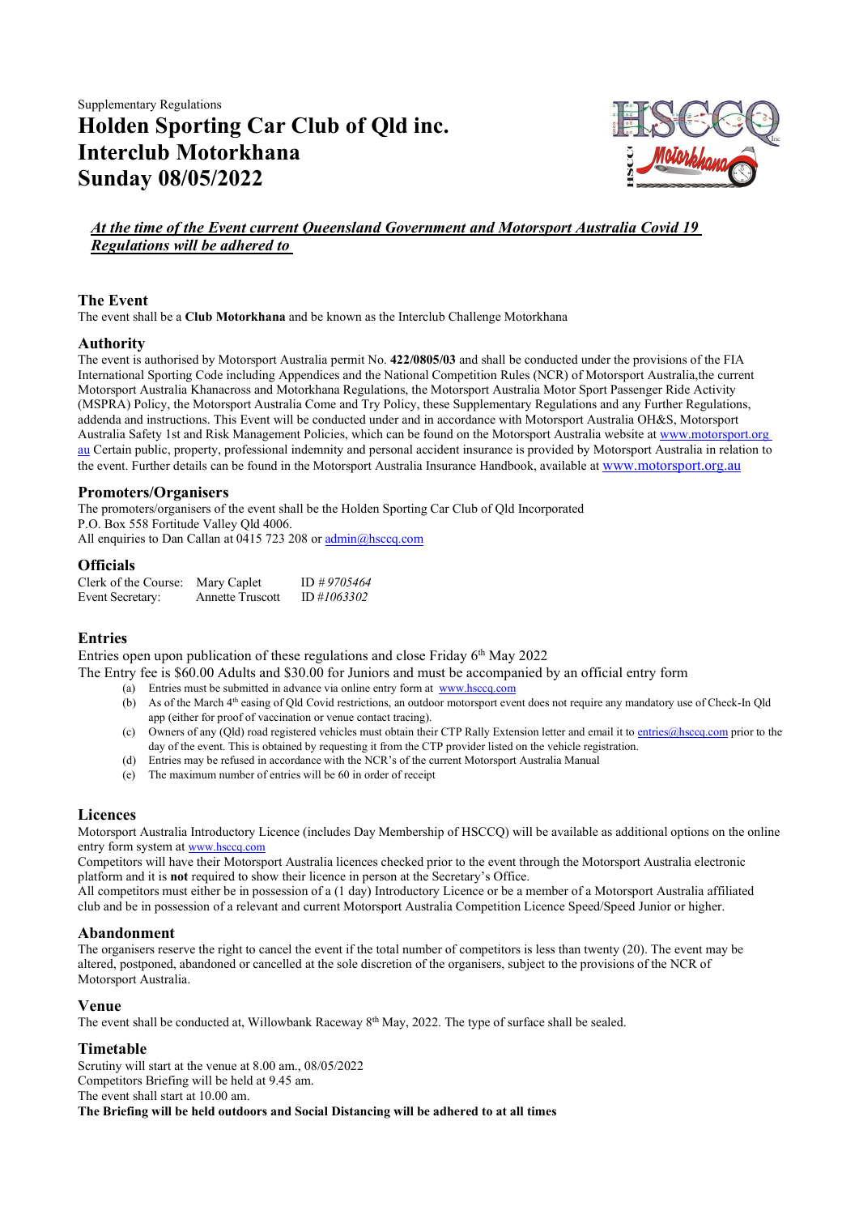Supplementary Regulations

# Holden Sporting Car Club of Qld inc.
# Interclub Motorkhana
# Sunday 08/05/2022

***At the time of the Event current Queensland Government and Motorsport Australia Covid 19 Regulations will be adhered to***

## The Event

The event shall be a **Club Motorkhana** and be known as the Interclub Challenge Motorkhana

## Authority

The event is authorised by Motorsport Australia permit No. **422/0805/03** and shall be conducted under the provisions of the FIA International Sporting Code including Appendices and the National Competition Rules (NCR) of Motorsport Australia,the current Motorsport Australia Khanacross and Motorkhana Regulations, the Motorsport Australia Motor Sport Passenger Ride Activity (MSPRA) Policy, the Motorsport Australia Come and Try Policy, these Supplementary Regulations and any Further Regulations, addenda and instructions. This Event will be conducted under and in accordance with Motorsport Australia OH&S, Motorsport Australia Safety 1st and Risk Management Policies, which can be found on the Motorsport Australia website at www.motorsport.org.au Certain public, property, professional indemnity and personal accident insurance is provided by Motorsport Australia in relation to the event. Further details can be found in the Motorsport Australia Insurance Handbook, available at www.motorsport.org.au

## Promoters/Organisers

The promoters/organisers of the event shall be the Holden Sporting Car Club of Qld Incorporated
P.O. Box 558 Fortitude Valley Qld 4006.
All enquiries to Dan Callan at 0415 723 208 or admin@hsccq.com

## Officials

| | | |
|---|---|---|
| Clerk of the Course: | Mary Caplet | ID # *9705464* |
| Event Secretary: | Annette Truscott | ID #*1063302* |

## Entries

Entries open upon publication of these regulations and close Friday 6th May 2022
The Entry fee is $60.00 Adults and $30.00 for Juniors and must be accompanied by an official entry form

(a) Entries must be submitted in advance via online entry form at www.hsccq.com
(b) As of the March 4th easing of Qld Covid restrictions, an outdoor motorsport event does not require any mandatory use of Check-In Qld app (either for proof of vaccination or venue contact tracing).
(c) Owners of any (Qld) road registered vehicles must obtain their CTP Rally Extension letter and email it to entries@hsccq.com prior to the day of the event. This is obtained by requesting it from the CTP provider listed on the vehicle registration.
(d) Entries may be refused in accordance with the NCR's of the current Motorsport Australia Manual
(e) The maximum number of entries will be 60 in order of receipt

## Licences

Motorsport Australia Introductory Licence (includes Day Membership of HSCCQ) will be available as additional options on the online entry form system at www.hsccq.com
Competitors will have their Motorsport Australia licences checked prior to the event through the Motorsport Australia electronic platform and it is **not** required to show their licence in person at the Secretary's Office.
All competitors must either be in possession of a (1 day) Introductory Licence or be a member of a Motorsport Australia affiliated club and be in possession of a relevant and current Motorsport Australia Competition Licence Speed/Speed Junior or higher.

## Abandonment

The organisers reserve the right to cancel the event if the total number of competitors is less than twenty (20). The event may be altered, postponed, abandoned or cancelled at the sole discretion of the organisers, subject to the provisions of the NCR of Motorsport Australia.

## Venue

The event shall be conducted at, Willowbank Raceway 8th May, 2022. The type of surface shall be sealed.

## Timetable

Scrutiny will start at the venue at 8.00 am., 08/05/2022
Competitors Briefing will be held at 9.45 am.
The event shall start at 10.00 am.
**The Briefing will be held outdoors and Social Distancing will be adhered to at all times**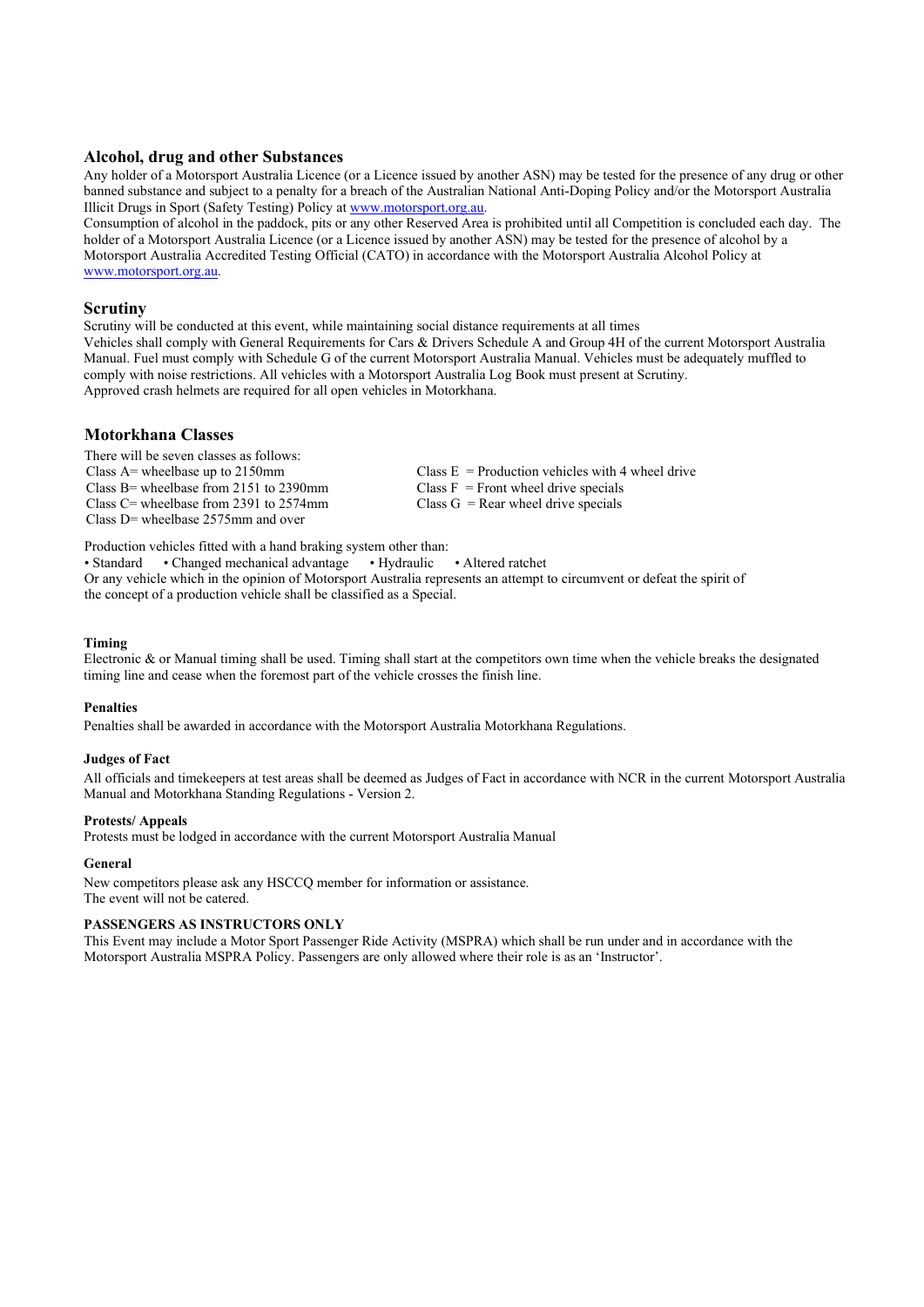## Alcohol, drug and other Substances

Any holder of a Motorsport Australia Licence (or a Licence issued by another ASN) may be tested for the presence of any drug or other banned substance and subject to a penalty for a breach of the Australian National Anti-Doping Policy and/or the Motorsport Australia Illicit Drugs in Sport (Safety Testing) Policy at www.motorsport.org.au.
Consumption of alcohol in the paddock, pits or any other Reserved Area is prohibited until all Competition is concluded each day. The holder of a Motorsport Australia Licence (or a Licence issued by another ASN) may be tested for the presence of alcohol by a Motorsport Australia Accredited Testing Official (CATO) in accordance with the Motorsport Australia Alcohol Policy at www.motorsport.org.au.

## Scrutiny

Scrutiny will be conducted at this event, while maintaining social distance requirements at all times
Vehicles shall comply with General Requirements for Cars & Drivers Schedule A and Group 4H of the current Motorsport Australia Manual. Fuel must comply with Schedule G of the current Motorsport Australia Manual. Vehicles must be adequately muffled to comply with noise restrictions. All vehicles with a Motorsport Australia Log Book must present at Scrutiny.
Approved crash helmets are required for all open vehicles in Motorkhana.

## Motorkhana Classes

There will be seven classes as follows:

Class A= wheelbase up to 2150mm
Class B= wheelbase from 2151 to 2390mm
Class C= wheelbase from 2391 to 2574mm
Class D= wheelbase 2575mm and over
Class E = Production vehicles with 4 wheel drive
Class F = Front wheel drive specials
Class G = Rear wheel drive specials

Production vehicles fitted with a hand braking system other than:
• Standard • Changed mechanical advantage • Hydraulic • Altered ratchet
Or any vehicle which in the opinion of Motorsport Australia represents an attempt to circumvent or defeat the spirit of the concept of a production vehicle shall be classified as a Special.

### Timing

Electronic & or Manual timing shall be used. Timing shall start at the competitors own time when the vehicle breaks the designated timing line and cease when the foremost part of the vehicle crosses the finish line.

### Penalties

Penalties shall be awarded in accordance with the Motorsport Australia Motorkhana Regulations.

### Judges of Fact

All officials and timekeepers at test areas shall be deemed as Judges of Fact in accordance with NCR in the current Motorsport Australia Manual and Motorkhana Standing Regulations - Version 2.

### Protests/ Appeals

Protests must be lodged in accordance with the current Motorsport Australia Manual

### General

New competitors please ask any HSCCQ member for information or assistance.
The event will not be catered.

### PASSENGERS AS INSTRUCTORS ONLY

This Event may include a Motor Sport Passenger Ride Activity (MSPRA) which shall be run under and in accordance with the Motorsport Australia MSPRA Policy. Passengers are only allowed where their role is as an 'Instructor'.